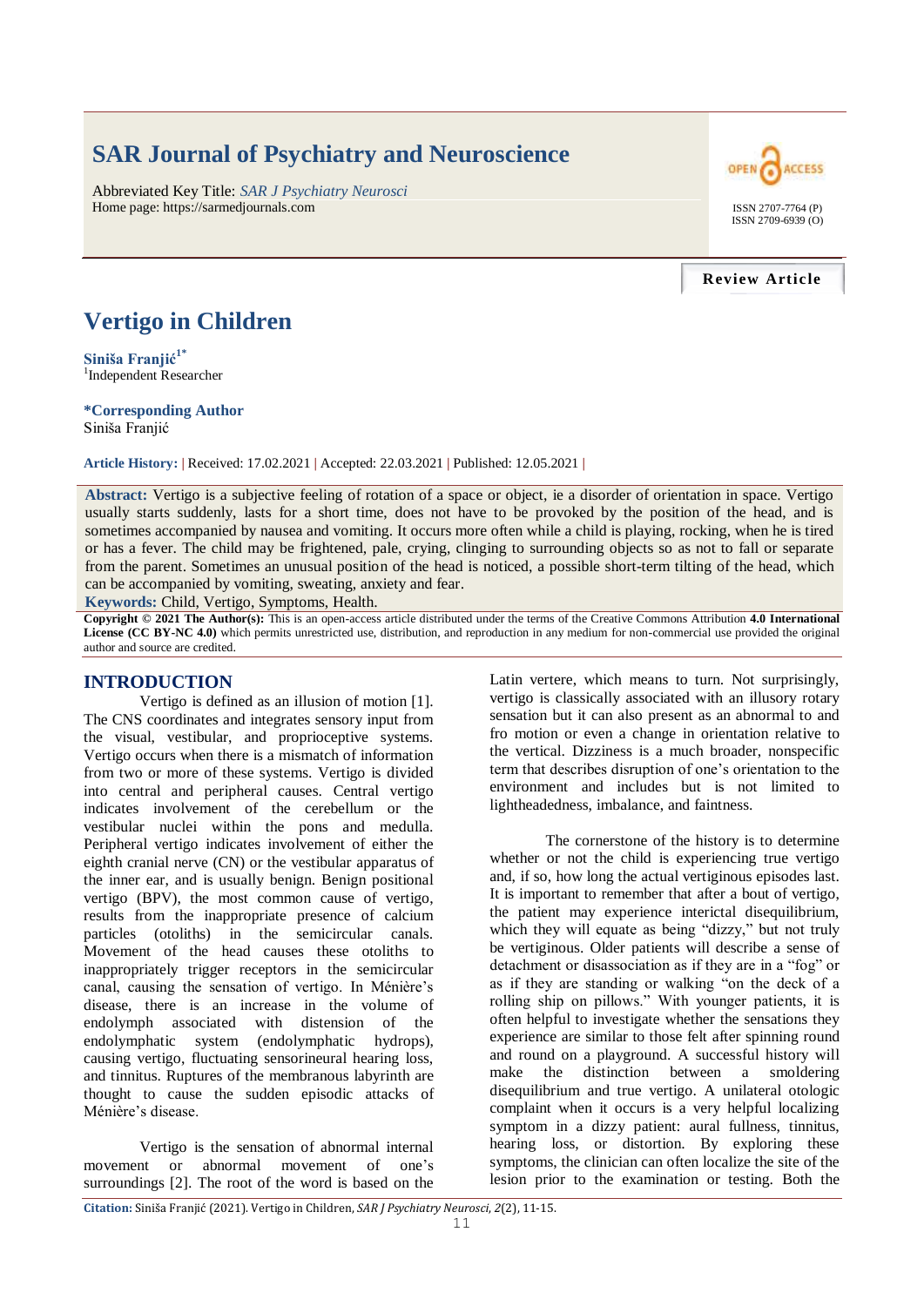# SAR Journal of Psychiatry and Neuroscience

Abbreviated Key Title: *SAR J Psychiatry Neurosci*
Home page: https://sarmedjournals.com

ISSN 2707-7764 (P)
ISSN 2709-6939 (O)

**Review Article**

# Vertigo in Children

**Siniša Franjić[1*]**
[1]Independent Researcher

**\*Corresponding Author**
Siniša Franjić

**Article History:** | Received: 17.02.2021 | Accepted: 22.03.2021 | Published: 12.05.2021 |

**Abstract:** Vertigo is a subjective feeling of rotation of a space or object, ie a disorder of orientation in space. Vertigo usually starts suddenly, lasts for a short time, does not have to be provoked by the position of the head, and is sometimes accompanied by nausea and vomiting. It occurs more often while a child is playing, rocking, when he is tired or has a fever. The child may be frightened, pale, crying, clinging to surrounding objects so as not to fall or separate from the parent. Sometimes an unusual position of the head is noticed, a possible short-term tilting of the head, which can be accompanied by vomiting, sweating, anxiety and fear.

**Keywords:** Child, Vertigo, Symptoms, Health.

**Copyright © 2021 The Author(s):** This is an open-access article distributed under the terms of the Creative Commons Attribution **4.0 International License (CC BY-NC 4.0)** which permits unrestricted use, distribution, and reproduction in any medium for non-commercial use provided the original author and source are credited.

## INTRODUCTION

Vertigo is defined as an illusion of motion [1]. The CNS coordinates and integrates sensory input from the visual, vestibular, and proprioceptive systems. Vertigo occurs when there is a mismatch of information from two or more of these systems. Vertigo is divided into central and peripheral causes. Central vertigo indicates involvement of the cerebellum or the vestibular nuclei within the pons and medulla. Peripheral vertigo indicates involvement of either the eighth cranial nerve (CN) or the vestibular apparatus of the inner ear, and is usually benign. Benign positional vertigo (BPV), the most common cause of vertigo, results from the inappropriate presence of calcium particles (otoliths) in the semicircular canals. Movement of the head causes these otoliths to inappropriately trigger receptors in the semicircular canal, causing the sensation of vertigo. In Ménière's disease, there is an increase in the volume of endolymph associated with distension of the endolymphatic system (endolymphatic hydrops), causing vertigo, fluctuating sensorineural hearing loss, and tinnitus. Ruptures of the membranous labyrinth are thought to cause the sudden episodic attacks of Ménière's disease.

Vertigo is the sensation of abnormal internal movement or abnormal movement of one's surroundings [2]. The root of the word is based on the Latin vertere, which means to turn. Not surprisingly, vertigo is classically associated with an illusory rotary sensation but it can also present as an abnormal to and fro motion or even a change in orientation relative to the vertical. Dizziness is a much broader, nonspecific term that describes disruption of one's orientation to the environment and includes but is not limited to lightheadedness, imbalance, and faintness.

The cornerstone of the history is to determine whether or not the child is experiencing true vertigo and, if so, how long the actual vertiginous episodes last. It is important to remember that after a bout of vertigo, the patient may experience interictal disequilibrium, which they will equate as being "dizzy," but not truly be vertiginous. Older patients will describe a sense of detachment or disassociation as if they are in a "fog" or as if they are standing or walking "on the deck of a rolling ship on pillows." With younger patients, it is often helpful to investigate whether the sensations they experience are similar to those felt after spinning round and round on a playground. A successful history will make the distinction between a smoldering disequilibrium and true vertigo. A unilateral otologic complaint when it occurs is a very helpful localizing symptom in a dizzy patient: aural fullness, tinnitus, hearing loss, or distortion. By exploring these symptoms, the clinician can often localize the site of the lesion prior to the examination or testing. Both the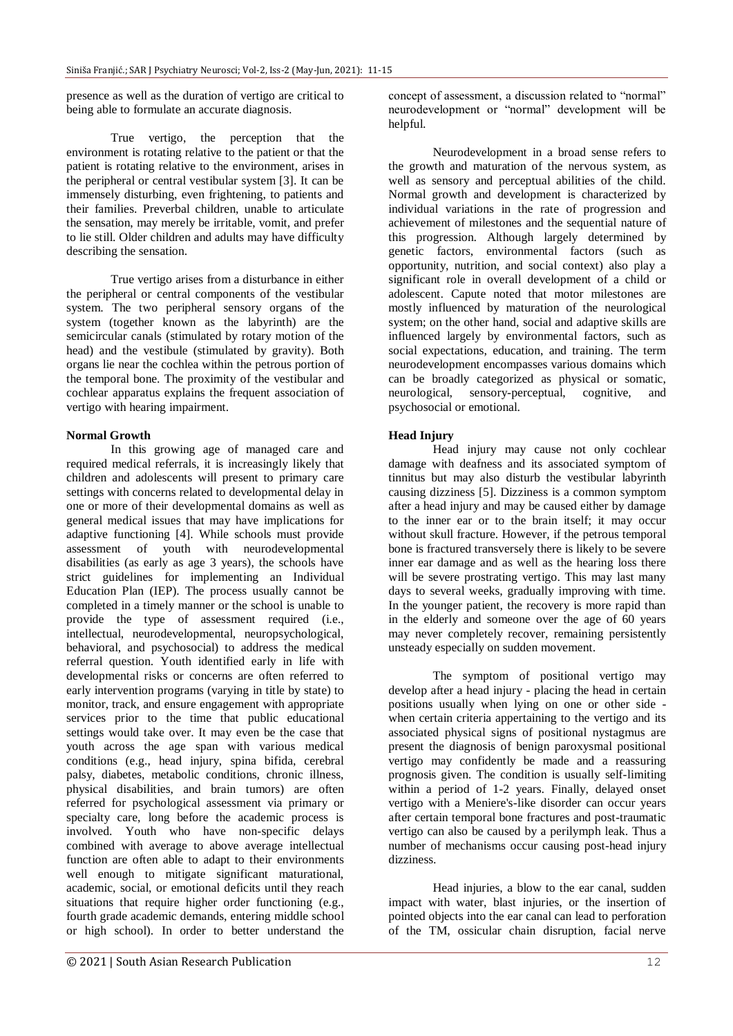presence as well as the duration of vertigo are critical to being able to formulate an accurate diagnosis.

True vertigo, the perception that the environment is rotating relative to the patient or that the patient is rotating relative to the environment, arises in the peripheral or central vestibular system [3]. It can be immensely disturbing, even frightening, to patients and their families. Preverbal children, unable to articulate the sensation, may merely be irritable, vomit, and prefer to lie still. Older children and adults may have difficulty describing the sensation.

True vertigo arises from a disturbance in either the peripheral or central components of the vestibular system. The two peripheral sensory organs of the system (together known as the labyrinth) are the semicircular canals (stimulated by rotary motion of the head) and the vestibule (stimulated by gravity). Both organs lie near the cochlea within the petrous portion of the temporal bone. The proximity of the vestibular and cochlear apparatus explains the frequent association of vertigo with hearing impairment.

**Normal Growth**

In this growing age of managed care and required medical referrals, it is increasingly likely that children and adolescents will present to primary care settings with concerns related to developmental delay in one or more of their developmental domains as well as general medical issues that may have implications for adaptive functioning [4]. While schools must provide assessment of youth with neurodevelopmental disabilities (as early as age 3 years), the schools have strict guidelines for implementing an Individual Education Plan (IEP). The process usually cannot be completed in a timely manner or the school is unable to provide the type of assessment required (i.e., intellectual, neurodevelopmental, neuropsychological, behavioral, and psychosocial) to address the medical referral question. Youth identified early in life with developmental risks or concerns are often referred to early intervention programs (varying in title by state) to monitor, track, and ensure engagement with appropriate services prior to the time that public educational settings would take over. It may even be the case that youth across the age span with various medical conditions (e.g., head injury, spina bifida, cerebral palsy, diabetes, metabolic conditions, chronic illness, physical disabilities, and brain tumors) are often referred for psychological assessment via primary or specialty care, long before the academic process is involved. Youth who have non-specific delays combined with average to above average intellectual function are often able to adapt to their environments well enough to mitigate significant maturational, academic, social, or emotional deficits until they reach situations that require higher order functioning (e.g., fourth grade academic demands, entering middle school or high school). In order to better understand the concept of assessment, a discussion related to "normal" neurodevelopment or "normal" development will be helpful.

Neurodevelopment in a broad sense refers to the growth and maturation of the nervous system, as well as sensory and perceptual abilities of the child. Normal growth and development is characterized by individual variations in the rate of progression and achievement of milestones and the sequential nature of this progression. Although largely determined by genetic factors, environmental factors (such as opportunity, nutrition, and social context) also play a significant role in overall development of a child or adolescent. Capute noted that motor milestones are mostly influenced by maturation of the neurological system; on the other hand, social and adaptive skills are influenced largely by environmental factors, such as social expectations, education, and training. The term neurodevelopment encompasses various domains which can be broadly categorized as physical or somatic, neurological, sensory-perceptual, cognitive, and psychosocial or emotional.

**Head Injury**

Head injury may cause not only cochlear damage with deafness and its associated symptom of tinnitus but may also disturb the vestibular labyrinth causing dizziness [5]. Dizziness is a common symptom after a head injury and may be caused either by damage to the inner ear or to the brain itself; it may occur without skull fracture. However, if the petrous temporal bone is fractured transversely there is likely to be severe inner ear damage and as well as the hearing loss there will be severe prostrating vertigo. This may last many days to several weeks, gradually improving with time. In the younger patient, the recovery is more rapid than in the elderly and someone over the age of 60 years may never completely recover, remaining persistently unsteady especially on sudden movement.

The symptom of positional vertigo may develop after a head injury - placing the head in certain positions usually when lying on one or other side - when certain criteria appertaining to the vertigo and its associated physical signs of positional nystagmus are present the diagnosis of benign paroxysmal positional vertigo may confidently be made and a reassuring prognosis given. The condition is usually self-limiting within a period of 1-2 years. Finally, delayed onset vertigo with a Meniere's-like disorder can occur years after certain temporal bone fractures and post-traumatic vertigo can also be caused by a perilymph leak. Thus a number of mechanisms occur causing post-head injury dizziness.

Head injuries, a blow to the ear canal, sudden impact with water, blast injuries, or the insertion of pointed objects into the ear canal can lead to perforation of the TM, ossicular chain disruption, facial nerve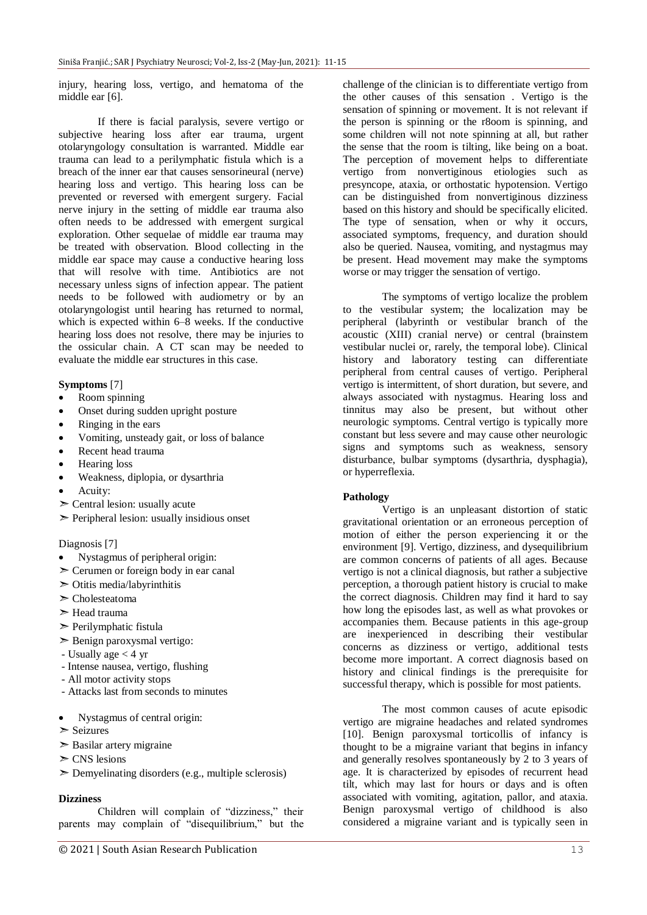injury, hearing loss, vertigo, and hematoma of the middle ear [6].

If there is facial paralysis, severe vertigo or subjective hearing loss after ear trauma, urgent otolaryngology consultation is warranted. Middle ear trauma can lead to a perilymphatic fistula which is a breach of the inner ear that causes sensorineural (nerve) hearing loss and vertigo. This hearing loss can be prevented or reversed with emergent surgery. Facial nerve injury in the setting of middle ear trauma also often needs to be addressed with emergent surgical exploration. Other sequelae of middle ear trauma may be treated with observation. Blood collecting in the middle ear space may cause a conductive hearing loss that will resolve with time. Antibiotics are not necessary unless signs of infection appear. The patient needs to be followed with audiometry or by an otolaryngologist until hearing has returned to normal, which is expected within 6–8 weeks. If the conductive hearing loss does not resolve, there may be injuries to the ossicular chain. A CT scan may be needed to evaluate the middle ear structures in this case.

**Symptoms** [7]

- Room spinning
- Onset during sudden upright posture
- Ringing in the ears
- Vomiting, unsteady gait, or loss of balance
- Recent head trauma
- Hearing loss
- Weakness, diplopia, or dysarthria
- Acuity:
  - ➢ Central lesion: usually acute
  - ➢ Peripheral lesion: usually insidious onset

Diagnosis [7]

- Nystagmus of peripheral origin:
  - ➢ Cerumen or foreign body in ear canal
  - ➢ Otitis media/labyrinthitis
  - ➢ Cholesteatoma
  - ➢ Head trauma
  - ➢ Perilymphatic fistula
  - ➢ Benign paroxysmal vertigo:
    - Usually age < 4 yr
    - Intense nausea, vertigo, flushing
    - All motor activity stops
    - Attacks last from seconds to minutes
- Nystagmus of central origin:
  - ➢ Seizures
  - ➢ Basilar artery migraine
  - ➢ CNS lesions
  - ➢ Demyelinating disorders (e.g., multiple sclerosis)

**Dizziness**

Children will complain of "dizziness," their parents may complain of "disequilibrium," but the challenge of the clinician is to differentiate vertigo from the other causes of this sensation . Vertigo is the sensation of spinning or movement. It is not relevant if the person is spinning or the r8oom is spinning, and some children will not note spinning at all, but rather the sense that the room is tilting, like being on a boat. The perception of movement helps to differentiate vertigo from nonvertiginous etiologies such as presyncope, ataxia, or orthostatic hypotension. Vertigo can be distinguished from nonvertiginous dizziness based on this history and should be specifically elicited. The type of sensation, when or why it occurs, associated symptoms, frequency, and duration should also be queried. Nausea, vomiting, and nystagmus may be present. Head movement may make the symptoms worse or may trigger the sensation of vertigo.

The symptoms of vertigo localize the problem to the vestibular system; the localization may be peripheral (labyrinth or vestibular branch of the acoustic (XIII) cranial nerve) or central (brainstem vestibular nuclei or, rarely, the temporal lobe). Clinical history and laboratory testing can differentiate peripheral from central causes of vertigo. Peripheral vertigo is intermittent, of short duration, but severe, and always associated with nystagmus. Hearing loss and tinnitus may also be present, but without other neurologic symptoms. Central vertigo is typically more constant but less severe and may cause other neurologic signs and symptoms such as weakness, sensory disturbance, bulbar symptoms (dysarthria, dysphagia), or hyperreflexia.

**Pathology**

Vertigo is an unpleasant distortion of static gravitational orientation or an erroneous perception of motion of either the person experiencing it or the environment [9]. Vertigo, dizziness, and dysequilibrium are common concerns of patients of all ages. Because vertigo is not a clinical diagnosis, but rather a subjective perception, a thorough patient history is crucial to make the correct diagnosis. Children may find it hard to say how long the episodes last, as well as what provokes or accompanies them. Because patients in this age-group are inexperienced in describing their vestibular concerns as dizziness or vertigo, additional tests become more important. A correct diagnosis based on history and clinical findings is the prerequisite for successful therapy, which is possible for most patients.

The most common causes of acute episodic vertigo are migraine headaches and related syndromes [10]. Benign paroxysmal torticollis of infancy is thought to be a migraine variant that begins in infancy and generally resolves spontaneously by 2 to 3 years of age. It is characterized by episodes of recurrent head tilt, which may last for hours or days and is often associated with vomiting, agitation, pallor, and ataxia. Benign paroxysmal vertigo of childhood is also considered a migraine variant and is typically seen in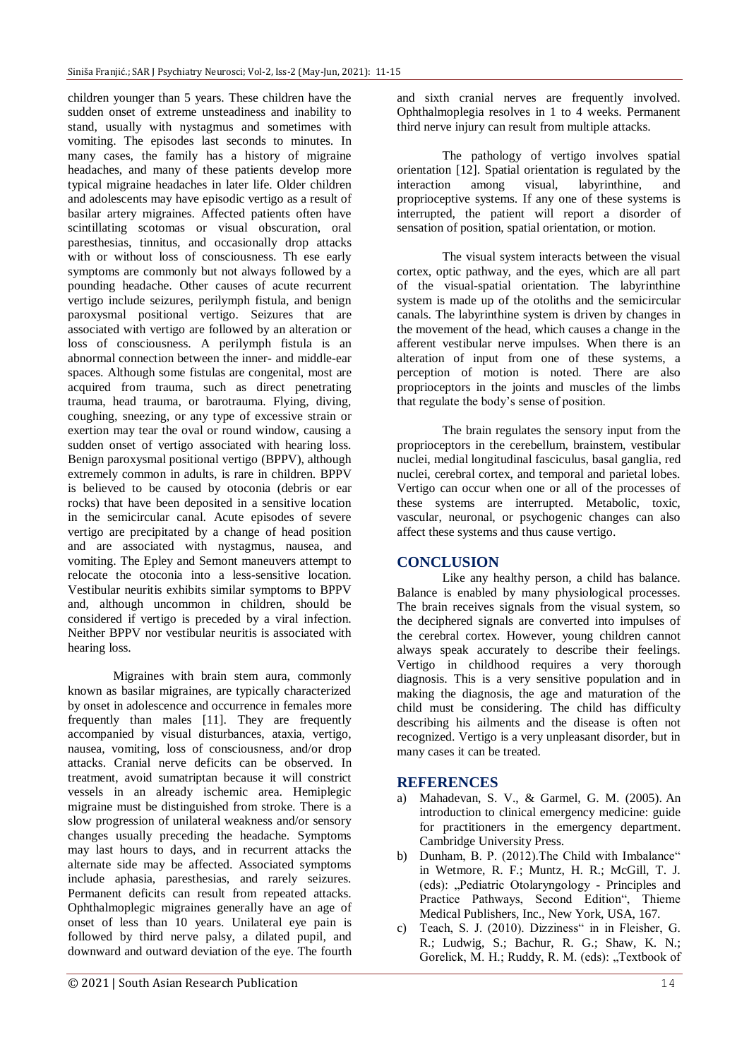children younger than 5 years. These children have the sudden onset of extreme unsteadiness and inability to stand, usually with nystagmus and sometimes with vomiting. The episodes last seconds to minutes. In many cases, the family has a history of migraine headaches, and many of these patients develop more typical migraine headaches in later life. Older children and adolescents may have episodic vertigo as a result of basilar artery migraines. Affected patients often have scintillating scotomas or visual obscuration, oral paresthesias, tinnitus, and occasionally drop attacks with or without loss of consciousness. Th ese early symptoms are commonly but not always followed by a pounding headache. Other causes of acute recurrent vertigo include seizures, perilymph fistula, and benign paroxysmal positional vertigo. Seizures that are associated with vertigo are followed by an alteration or loss of consciousness. A perilymph fistula is an abnormal connection between the inner- and middle-ear spaces. Although some fistulas are congenital, most are acquired from trauma, such as direct penetrating trauma, head trauma, or barotrauma. Flying, diving, coughing, sneezing, or any type of excessive strain or exertion may tear the oval or round window, causing a sudden onset of vertigo associated with hearing loss. Benign paroxysmal positional vertigo (BPPV), although extremely common in adults, is rare in children. BPPV is believed to be caused by otoconia (debris or ear rocks) that have been deposited in a sensitive location in the semicircular canal. Acute episodes of severe vertigo are precipitated by a change of head position and are associated with nystagmus, nausea, and vomiting. The Epley and Semont maneuvers attempt to relocate the otoconia into a less-sensitive location. Vestibular neuritis exhibits similar symptoms to BPPV and, although uncommon in children, should be considered if vertigo is preceded by a viral infection. Neither BPPV nor vestibular neuritis is associated with hearing loss.

Migraines with brain stem aura, commonly known as basilar migraines, are typically characterized by onset in adolescence and occurrence in females more frequently than males [11]. They are frequently accompanied by visual disturbances, ataxia, vertigo, nausea, vomiting, loss of consciousness, and/or drop attacks. Cranial nerve deficits can be observed. In treatment, avoid sumatriptan because it will constrict vessels in an already ischemic area. Hemiplegic migraine must be distinguished from stroke. There is a slow progression of unilateral weakness and/or sensory changes usually preceding the headache. Symptoms may last hours to days, and in recurrent attacks the alternate side may be affected. Associated symptoms include aphasia, paresthesias, and rarely seizures. Permanent deficits can result from repeated attacks. Ophthalmoplegic migraines generally have an age of onset of less than 10 years. Unilateral eye pain is followed by third nerve palsy, a dilated pupil, and downward and outward deviation of the eye. The fourth and sixth cranial nerves are frequently involved. Ophthalmoplegia resolves in 1 to 4 weeks. Permanent third nerve injury can result from multiple attacks.

The pathology of vertigo involves spatial orientation [12]. Spatial orientation is regulated by the interaction among visual, labyrinthine, and proprioceptive systems. If any one of these systems is interrupted, the patient will report a disorder of sensation of position, spatial orientation, or motion.

The visual system interacts between the visual cortex, optic pathway, and the eyes, which are all part of the visual-spatial orientation. The labyrinthine system is made up of the otoliths and the semicircular canals. The labyrinthine system is driven by changes in the movement of the head, which causes a change in the afferent vestibular nerve impulses. When there is an alteration of input from one of these systems, a perception of motion is noted. There are also proprioceptors in the joints and muscles of the limbs that regulate the body's sense of position.

The brain regulates the sensory input from the proprioceptors in the cerebellum, brainstem, vestibular nuclei, medial longitudinal fasciculus, basal ganglia, red nuclei, cerebral cortex, and temporal and parietal lobes. Vertigo can occur when one or all of the processes of these systems are interrupted. Metabolic, toxic, vascular, neuronal, or psychogenic changes can also affect these systems and thus cause vertigo.

## CONCLUSION

Like any healthy person, a child has balance. Balance is enabled by many physiological processes. The brain receives signals from the visual system, so the deciphered signals are converted into impulses of the cerebral cortex. However, young children cannot always speak accurately to describe their feelings. Vertigo in childhood requires a very thorough diagnosis. This is a very sensitive population and in making the diagnosis, the age and maturation of the child must be considering. The child has difficulty describing his ailments and the disease is often not recognized. Vertigo is a very unpleasant disorder, but in many cases it can be treated.

## REFERENCES

a) Mahadevan, S. V., & Garmel, G. M. (2005). An introduction to clinical emergency medicine: guide for practitioners in the emergency department. Cambridge University Press.

b) Dunham, B. P. (2012).The Child with Imbalance" in Wetmore, R. F.; Muntz, H. R.; McGill, T. J. (eds): „Pediatric Otolaryngology - Principles and Practice Pathways, Second Edition", Thieme Medical Publishers, Inc., New York, USA, 167.

c) Teach, S. J. (2010). Dizziness" in in Fleisher, G. R.; Ludwig, S.; Bachur, R. G.; Shaw, K. N.; Gorelick, M. H.; Ruddy, R. M. (eds): „Textbook of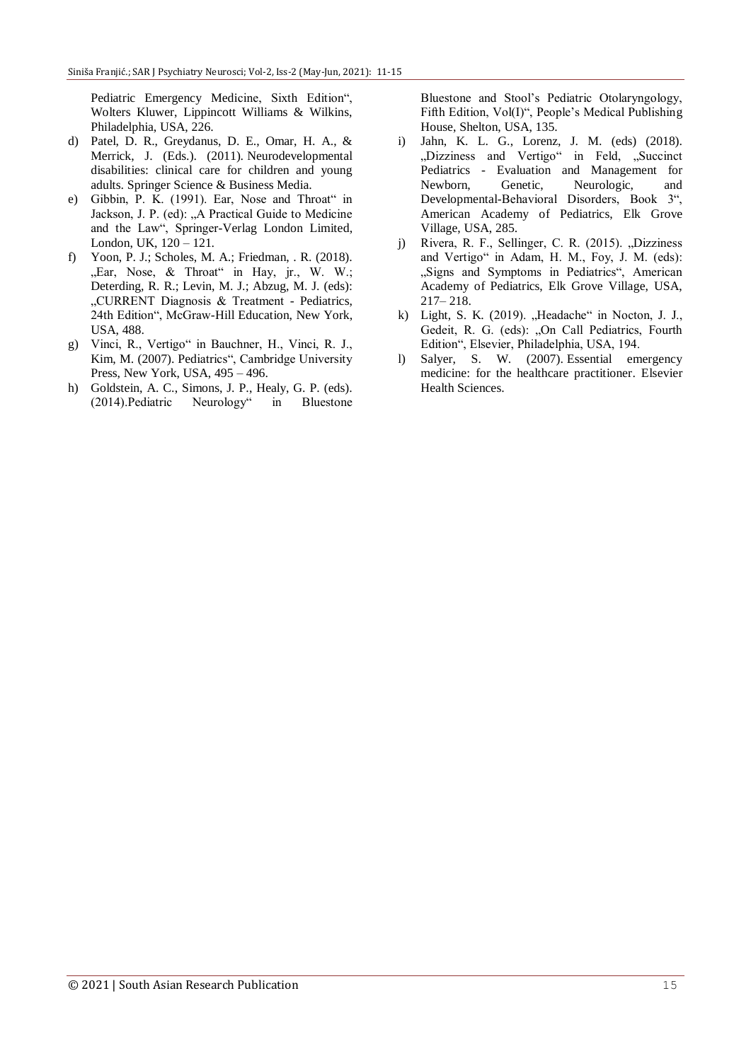Pediatric Emergency Medicine, Sixth Edition", Wolters Kluwer, Lippincott Williams & Wilkins, Philadelphia, USA, 226.

d) Patel, D. R., Greydanus, D. E., Omar, H. A., & Merrick, J. (Eds.). (2011). Neurodevelopmental disabilities: clinical care for children and young adults. Springer Science & Business Media.

e) Gibbin, P. K. (1991). Ear, Nose and Throat" in Jackson, J. P. (ed): „A Practical Guide to Medicine and the Law", Springer-Verlag London Limited, London, UK, 120 – 121.

f) Yoon, P. J.; Scholes, M. A.; Friedman, . R. (2018). „Ear, Nose, & Throat" in Hay, jr., W. W.; Deterding, R. R.; Levin, M. J.; Abzug, M. J. (eds): „CURRENT Diagnosis & Treatment - Pediatrics, 24th Edition", McGraw-Hill Education, New York, USA, 488.

g) Vinci, R., Vertigo" in Bauchner, H., Vinci, R. J., Kim, M. (2007). Pediatrics", Cambridge University Press, New York, USA, 495 – 496.

h) Goldstein, A. C., Simons, J. P., Healy, G. P. (eds). (2014).Pediatric Neurology" in Bluestone Bluestone and Stool's Pediatric Otolaryngology, Fifth Edition, Vol(I)", People's Medical Publishing House, Shelton, USA, 135.

i) Jahn, K. L. G., Lorenz, J. M. (eds) (2018). „Dizziness and Vertigo" in Feld, „Succinct Pediatrics - Evaluation and Management for Newborn, Genetic, Neurologic, and Developmental-Behavioral Disorders, Book 3", American Academy of Pediatrics, Elk Grove Village, USA, 285.

j) Rivera, R. F., Sellinger, C. R. (2015). „Dizziness and Vertigo" in Adam, H. M., Foy, J. M. (eds): „Signs and Symptoms in Pediatrics", American Academy of Pediatrics, Elk Grove Village, USA, 217– 218.

k) Light, S. K. (2019). „Headache" in Nocton, J. J., Gedeit, R. G. (eds): „On Call Pediatrics, Fourth Edition", Elsevier, Philadelphia, USA, 194.

l) Salyer, S. W. (2007). Essential emergency medicine: for the healthcare practitioner. Elsevier Health Sciences.